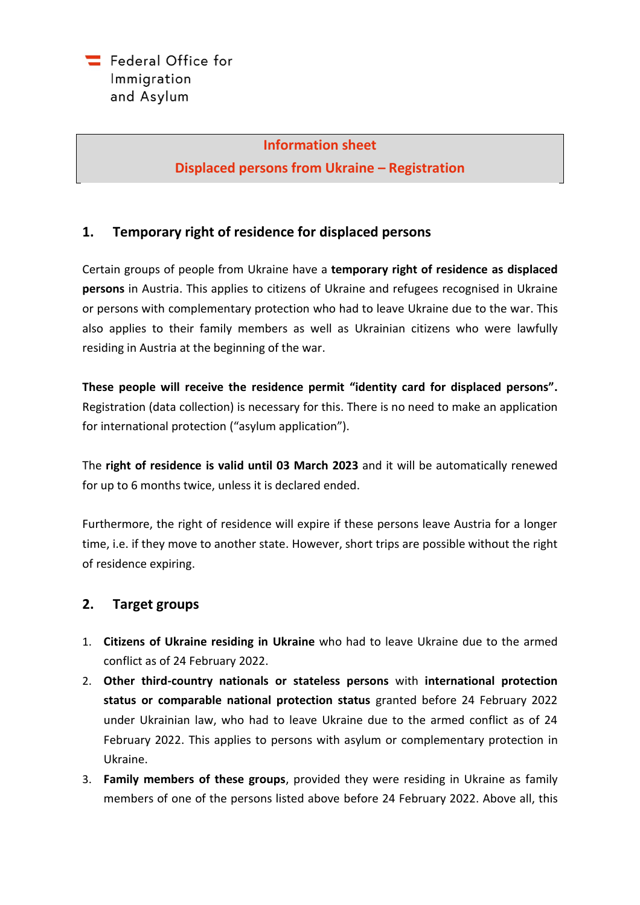Federal Office for Immigration and Asylum

**Information sheet**

**Displaced persons from Ukraine – Registration**

## 1. Temporary right of residence for displaced persons

Certain groups of people from Ukraine have a **temporary right of residence as displaced persons** in Austria. This applies to citizens of Ukraine and refugees recognised in Ukraine or persons with complementary protection who had to leave Ukraine due to the war. This also applies to their family members as well as Ukrainian citizens who were lawfully residing in Austria at the beginning of the war.

**These people will receive the residence permit "identity card for displaced persons".** Registration (data collection) is necessary for this. There is no need to make an application for international protection ("asylum application").

The **right of residence is valid until 03 March 2023** and it will be automatically renewed for up to 6 months twice, unless it is declared ended.

Furthermore, the right of residence will expire if these persons leave Austria for a longer time, i.e. if they move to another state. However, short trips are possible without the right of residence expiring.

## 2. Target groups

1. **Citizens of Ukraine residing in Ukraine** who had to leave Ukraine due to the armed conflict as of 24 February 2022.
2. **Other third-country nationals or stateless persons** with **international protection status or comparable national protection status** granted before 24 February 2022 under Ukrainian law, who had to leave Ukraine due to the armed conflict as of 24 February 2022. This applies to persons with asylum or complementary protection in Ukraine.
3. **Family members of these groups**, provided they were residing in Ukraine as family members of one of the persons listed above before 24 February 2022. Above all, this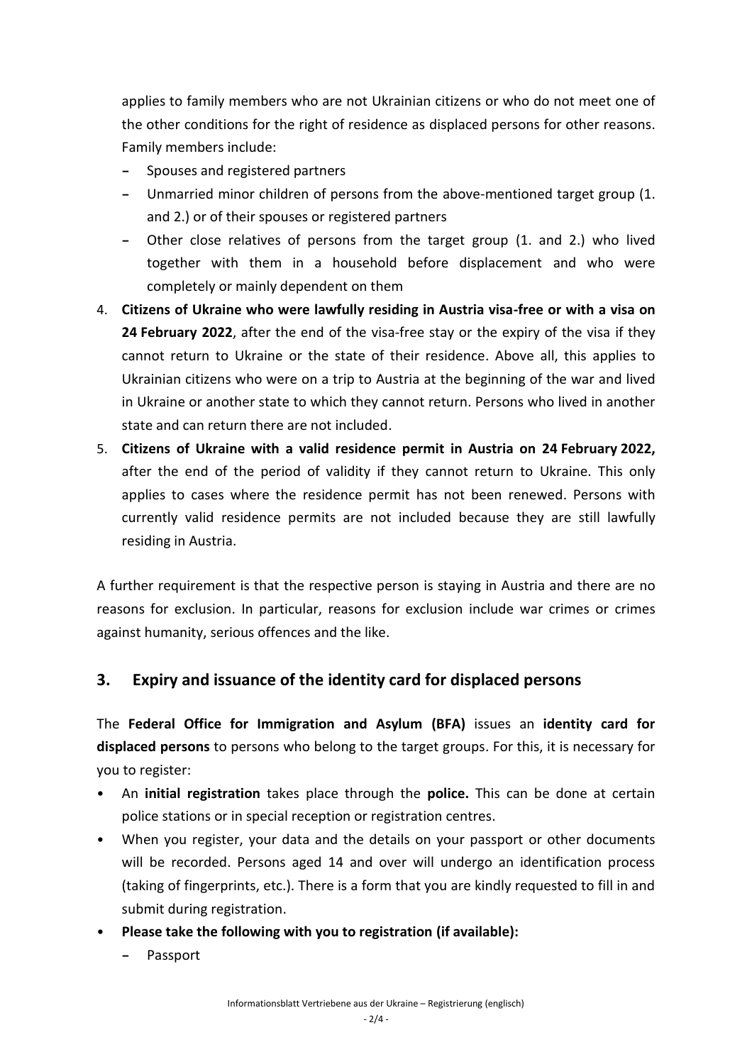applies to family members who are not Ukrainian citizens or who do not meet one of the other conditions for the right of residence as displaced persons for other reasons. Family members include:

- Spouses and registered partners
- Unmarried minor children of persons from the above-mentioned target group (1. and 2.) or of their spouses or registered partners
- Other close relatives of persons from the target group (1. and 2.) who lived together with them in a household before displacement and who were completely or mainly dependent on them

4. **Citizens of Ukraine who were lawfully residing in Austria visa-free or with a visa on 24 February 2022**, after the end of the visa-free stay or the expiry of the visa if they cannot return to Ukraine or the state of their residence. Above all, this applies to Ukrainian citizens who were on a trip to Austria at the beginning of the war and lived in Ukraine or another state to which they cannot return. Persons who lived in another state and can return there are not included.
5. **Citizens of Ukraine with a valid residence permit in Austria on 24 February 2022,** after the end of the period of validity if they cannot return to Ukraine. This only applies to cases where the residence permit has not been renewed. Persons with currently valid residence permits are not included because they are still lawfully residing in Austria.

A further requirement is that the respective person is staying in Austria and there are no reasons for exclusion. In particular, reasons for exclusion include war crimes or crimes against humanity, serious offences and the like.

## 3. Expiry and issuance of the identity card for displaced persons

The **Federal Office for Immigration and Asylum (BFA)** issues an **identity card for displaced persons** to persons who belong to the target groups. For this, it is necessary for you to register:

- An **initial registration** takes place through the **police.** This can be done at certain police stations or in special reception or registration centres.
- When you register, your data and the details on your passport or other documents will be recorded. Persons aged 14 and over will undergo an identification process (taking of fingerprints, etc.). There is a form that you are kindly requested to fill in and submit during registration.
- **Please take the following with you to registration (if available):**
  - Passport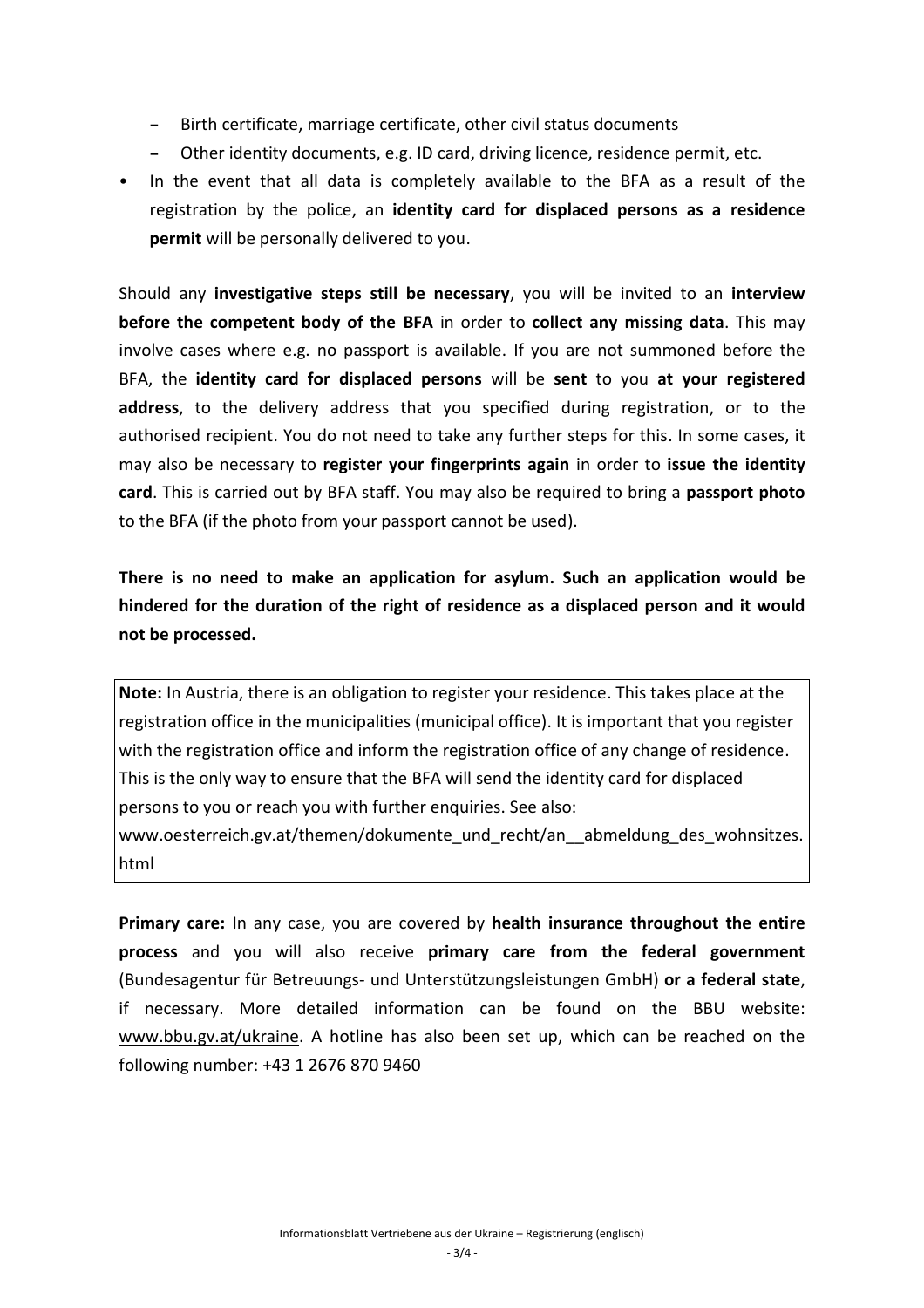- Birth certificate, marriage certificate, other civil status documents
  - Other identity documents, e.g. ID card, driving licence, residence permit, etc.
- In the event that all data is completely available to the BFA as a result of the registration by the police, an **identity card for displaced persons as a residence permit** will be personally delivered to you.

Should any **investigative steps still be necessary**, you will be invited to an **interview before the competent body of the BFA** in order to **collect any missing data**. This may involve cases where e.g. no passport is available. If you are not summoned before the BFA, the **identity card for displaced persons** will be **sent** to you **at your registered address**, to the delivery address that you specified during registration, or to the authorised recipient. You do not need to take any further steps for this. In some cases, it may also be necessary to **register your fingerprints again** in order to **issue the identity card**. This is carried out by BFA staff. You may also be required to bring a **passport photo** to the BFA (if the photo from your passport cannot be used).

**There is no need to make an application for asylum. Such an application would be hindered for the duration of the right of residence as a displaced person and it would not be processed.**

> **Note:** In Austria, there is an obligation to register your residence. This takes place at the registration office in the municipalities (municipal office). It is important that you register with the registration office and inform the registration office of any change of residence. This is the only way to ensure that the BFA will send the identity card for displaced persons to you or reach you with further enquiries. See also: www.oesterreich.gv.at/themen/dokumente_und_recht/an__abmeldung_des_wohnsitzes.html

**Primary care:** In any case, you are covered by **health insurance throughout the entire process** and you will also receive **primary care from the federal government** (Bundesagentur für Betreuungs- und Unterstützungsleistungen GmbH) **or a federal state**, if necessary. More detailed information can be found on the BBU website: www.bbu.gv.at/ukraine. A hotline has also been set up, which can be reached on the following number: +43 1 2676 870 9460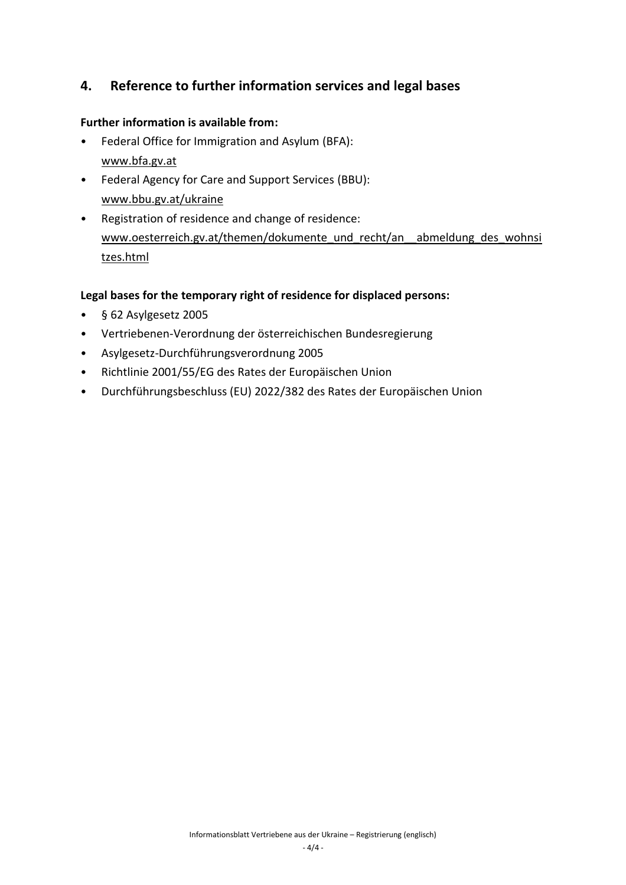## 4. Reference to further information services and legal bases

**Further information is available from:**

- Federal Office for Immigration and Asylum (BFA): www.bfa.gv.at
- Federal Agency for Care and Support Services (BBU): www.bbu.gv.at/ukraine
- Registration of residence and change of residence: www.oesterreich.gv.at/themen/dokumente_und_recht/an__abmeldung_des_wohnsitzes.html

**Legal bases for the temporary right of residence for displaced persons:**

- § 62 Asylgesetz 2005
- Vertriebenen-Verordnung der österreichischen Bundesregierung
- Asylgesetz-Durchführungsverordnung 2005
- Richtlinie 2001/55/EG des Rates der Europäischen Union
- Durchführungsbeschluss (EU) 2022/382 des Rates der Europäischen Union